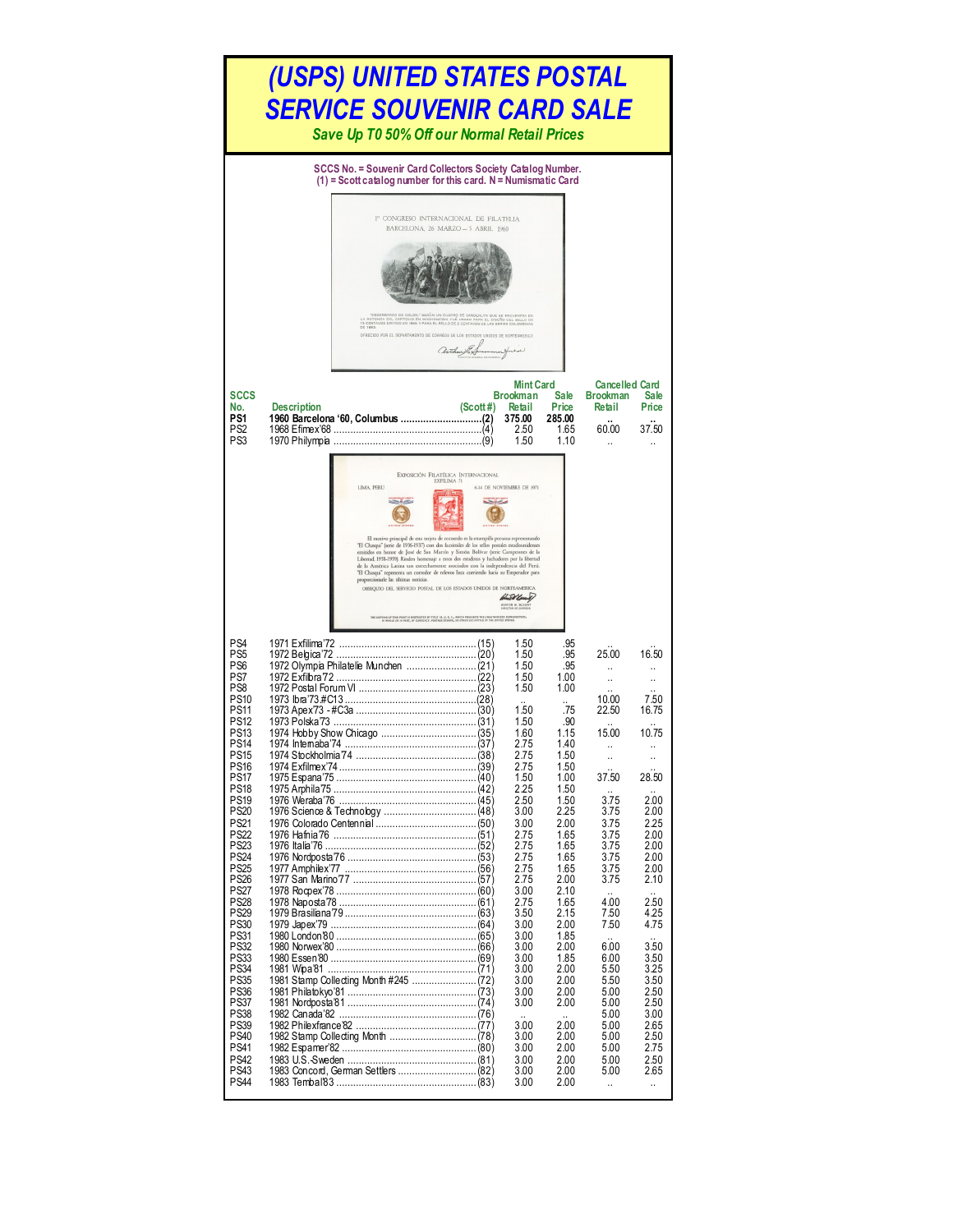# (USPS) UNITED STATES POSTAL SERVICE SOUVENIR CARD SALE

***Save Up T0 50% Off our Normal Retail Prices***

**SCCS No. = Souvenir Card Collectors Society Catalog Number.**
**(1) = Scott catalog number for this card. N = Numismatic Card**

| SCCS No. | Description | (Scott #) | Mint Card Brookman Retail | Mint Card Sale Price | Cancelled Card Brookman Retail | Cancelled Card Sale Price |
|---|---|---|---|---|---|---|
| **PS1** | **1960 Barcelona '60, Columbus** | **(2)** | **375.00** | **285.00** | .. | .. |
| PS2 | 1968 Efimex'68 | (4) | 2.50 | 1.65 | 60.00 | 37.50 |
| PS3 | 1970 Philympia | (9) | 1.50 | 1.10 | .. | .. |
| PS4 | 1971 Exfilima'72 | (15) | 1.50 | .95 | .. | .. |
| PS5 | 1972 Belgica'72 | (20) | 1.50 | .95 | 25.00 | 16.50 |
| PS6 | 1972 Olympia Philatelie Munchen | (21) | 1.50 | .95 | .. | .. |
| PS7 | 1972 Exfilbra'72 | (22) | 1.50 | 1.00 | .. | .. |
| PS8 | 1972 Postal Forum VI | (23) | 1.50 | 1.00 | .. | .. |
| PS10 | 1973 Ibra'73 #C13 | (28) | .. | .. | 10.00 | 7.50 |
| PS11 | 1973 Apex'73 - #C3a | (30) | 1.50 | .75 | 22.50 | 16.75 |
| PS12 | 1973 Polska'73 | (31) | 1.50 | .90 | .. | .. |
| PS13 | 1974 Hobby Show Chicago | (35) | 1.60 | 1.15 | 15.00 | 10.75 |
| PS14 | 1974 Internaba'74 | (37) | 2.75 | 1.40 | .. | .. |
| PS15 | 1974 Stockholmia'74 | (38) | 2.75 | 1.50 | .. | .. |
| PS16 | 1974 Exfilmex'74 | (39) | 2.75 | 1.50 | .. | .. |
| PS17 | 1975 Espana'75 | (40) | 1.50 | 1.00 | 37.50 | 28.50 |
| PS18 | 1975 Arphila'75 | (42) | 2.25 | 1.50 | .. | .. |
| PS19 | 1976 Weraba'76 | (45) | 2.50 | 1.50 | 3.75 | 2.00 |
| PS20 | 1976 Science & Technology | (48) | 3.00 | 2.25 | 3.75 | 2.00 |
| PS21 | 1976 Colorado Centennial | (50) | 3.00 | 2.00 | 3.75 | 2.25 |
| PS22 | 1976 Hafnia'76 | (51) | 2.75 | 1.65 | 3.75 | 2.00 |
| PS23 | 1976 Italia'76 | (52) | 2.75 | 1.65 | 3.75 | 2.00 |
| PS24 | 1976 Nordposta'76 | (53) | 2.75 | 1.65 | 3.75 | 2.00 |
| PS25 | 1977 Amphilex'77 | (56) | 2.75 | 1.65 | 3.75 | 2.00 |
| PS26 | 1977 San Marino'77 | (57) | 2.75 | 2.00 | 3.75 | 2.10 |
| PS27 | 1978 Rocpex'78 | (60) | 3.00 | 2.10 | .. | .. |
| PS28 | 1978 Naposta'78 | (61) | 2.75 | 1.65 | 4.00 | 2.50 |
| PS29 | 1979 Brasiliana'79 | (63) | 3.50 | 2.15 | 7.50 | 4.25 |
| PS30 | 1979 Japex'79 | (64) | 3.00 | 2.00 | 7.50 | 4.75 |
| PS31 | 1980 London'80 | (65) | 3.00 | 1.85 | .. | .. |
| PS32 | 1980 Norwex'80 | (66) | 3.00 | 2.00 | 6.00 | 3.50 |
| PS33 | 1980 Essen'80 | (69) | 3.00 | 1.85 | 6.00 | 3.50 |
| PS34 | 1981 Wipa'81 | (71) | 3.00 | 2.00 | 5.50 | 3.25 |
| PS35 | 1981 Stamp Collecting Month #245 | (72) | 3.00 | 2.00 | 5.50 | 3.50 |
| PS36 | 1981 Philatokyo'81 | (73) | 3.00 | 2.00 | 5.00 | 2.50 |
| PS37 | 1981 Nordposta'81 | (74) | 3.00 | 2.00 | 5.00 | 2.50 |
| PS38 | 1982 Canada'82 | (76) | .. | .. | 5.00 | 3.00 |
| PS39 | 1982 Philexfrance'82 | (77) | 3.00 | 2.00 | 5.00 | 2.65 |
| PS40 | 1982 Stamp Collecting Month | (78) | 3.00 | 2.00 | 5.00 | 2.50 |
| PS41 | 1982 Espamer'82 | (80) | 3.00 | 2.00 | 5.00 | 2.75 |
| PS42 | 1983 U.S.-Sweden | (81) | 3.00 | 2.00 | 5.00 | 2.50 |
| PS43 | 1983 Concord, German Settlers | (82) | 3.00 | 2.00 | 5.00 | 2.65 |
| PS44 | 1983 Tembal'83 | (83) | 3.00 | 2.00 | .. | .. |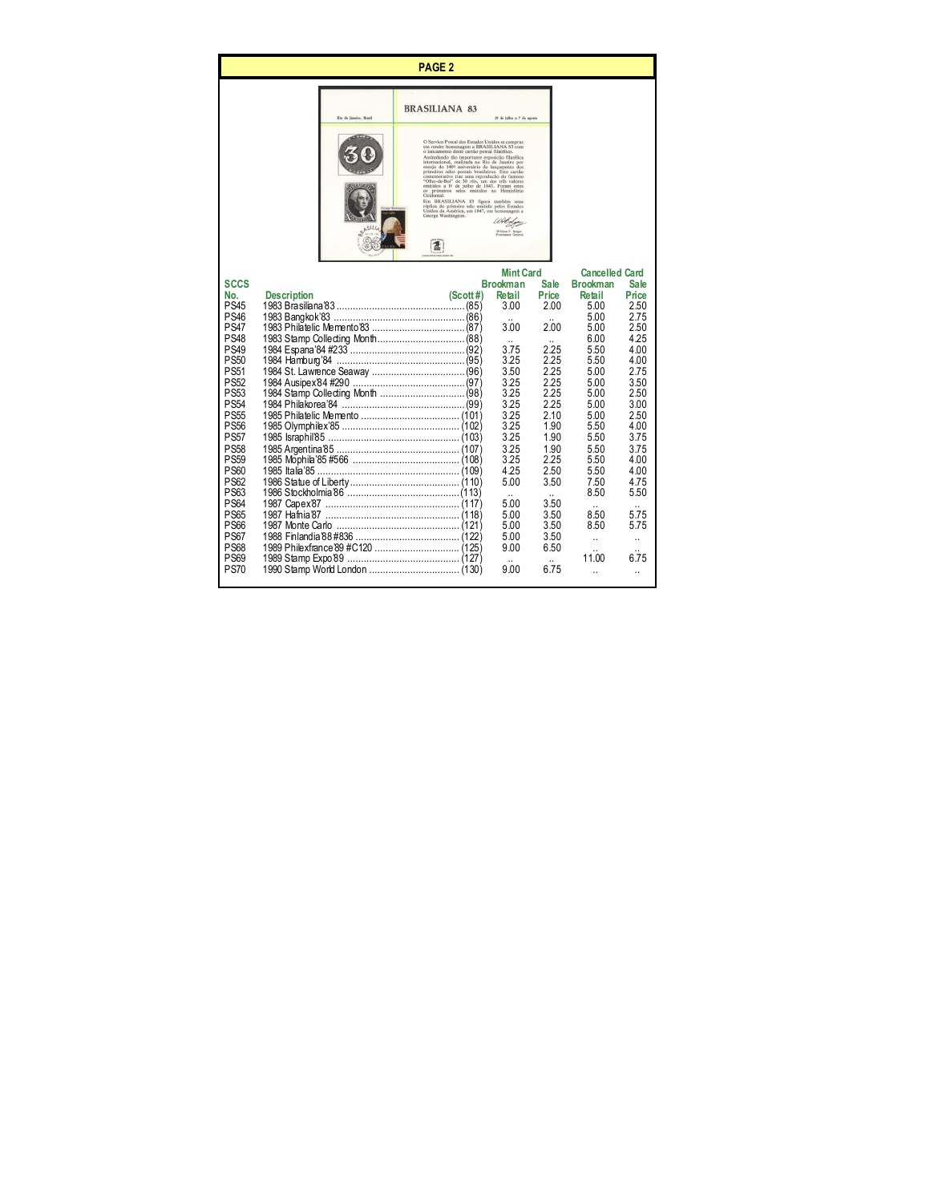## PAGE 2

| SCCS No. | Description | (Scott #) | Mint Card Brookman Retail | Mint Card Sale Price | Cancelled Card Brookman Retail | Cancelled Card Sale Price |
|---|---|---|---|---|---|---|
| PS45 | 1983 Brasiliana'83 | (85) | 3.00 | 2.00 | 5.00 | 2.50 |
| PS46 | 1983 Bangkok'83 | (86) | .. | .. | 5.00 | 2.75 |
| PS47 | 1983 Philatelic Memento'83 | (87) | 3.00 | 2.00 | 5.00 | 2.50 |
| PS48 | 1983 Stamp Collecting Month | (88) | .. | .. | 6.00 | 4.25 |
| PS49 | 1984 Espana'84 #233 | (92) | 3.75 | 2.25 | 5.50 | 4.00 |
| PS50 | 1984 Hamburg'84 | (95) | 3.25 | 2.25 | 5.50 | 4.00 |
| PS51 | 1984 St. Lawrence Seaway | (96) | 3.50 | 2.25 | 5.00 | 2.75 |
| PS52 | 1984 Ausipex'84 #290 | (97) | 3.25 | 2.25 | 5.00 | 3.50 |
| PS53 | 1984 Stamp Collecting Month | (98) | 3.25 | 2.25 | 5.00 | 2.50 |
| PS54 | 1984 Philakorea'84 | (99) | 3.25 | 2.25 | 5.00 | 3.00 |
| PS55 | 1985 Philatelic Memento | (101) | 3.25 | 2.10 | 5.00 | 2.50 |
| PS56 | 1985 Olymphilex'85 | (102) | 3.25 | 1.90 | 5.50 | 4.00 |
| PS57 | 1985 Israphil'85 | (103) | 3.25 | 1.90 | 5.50 | 3.75 |
| PS58 | 1985 Argentina'85 | (107) | 3.25 | 1.90 | 5.50 | 3.75 |
| PS59 | 1985 Mophila'85 #566 | (108) | 3.25 | 2.25 | 5.50 | 4.00 |
| PS60 | 1985 Italia'85 | (109) | 4.25 | 2.50 | 5.50 | 4.00 |
| PS62 | 1986 Statue of Liberty | (110) | 5.00 | 3.50 | 7.50 | 4.75 |
| PS63 | 1986 Stockholmia'86 | (113) | .. | .. | 8.50 | 5.50 |
| PS64 | 1987 Capex'87 | (117) | 5.00 | 3.50 | .. | .. |
| PS65 | 1987 Hafnia'87 | (118) | 5.00 | 3.50 | 8.50 | 5.75 |
| PS66 | 1987 Monte Carlo | (121) | 5.00 | 3.50 | 8.50 | 5.75 |
| PS67 | 1988 Finlandia'88 #836 | (122) | 5.00 | 3.50 | .. | .. |
| PS68 | 1989 Philexfrance'89 #C120 | (125) | 9.00 | 6.50 | .. | .. |
| PS69 | 1989 Stamp Expo'89 | (127) | .. | .. | 11.00 | 6.75 |
| PS70 | 1990 Stamp World London | (130) | 9.00 | 6.75 | .. | .. |